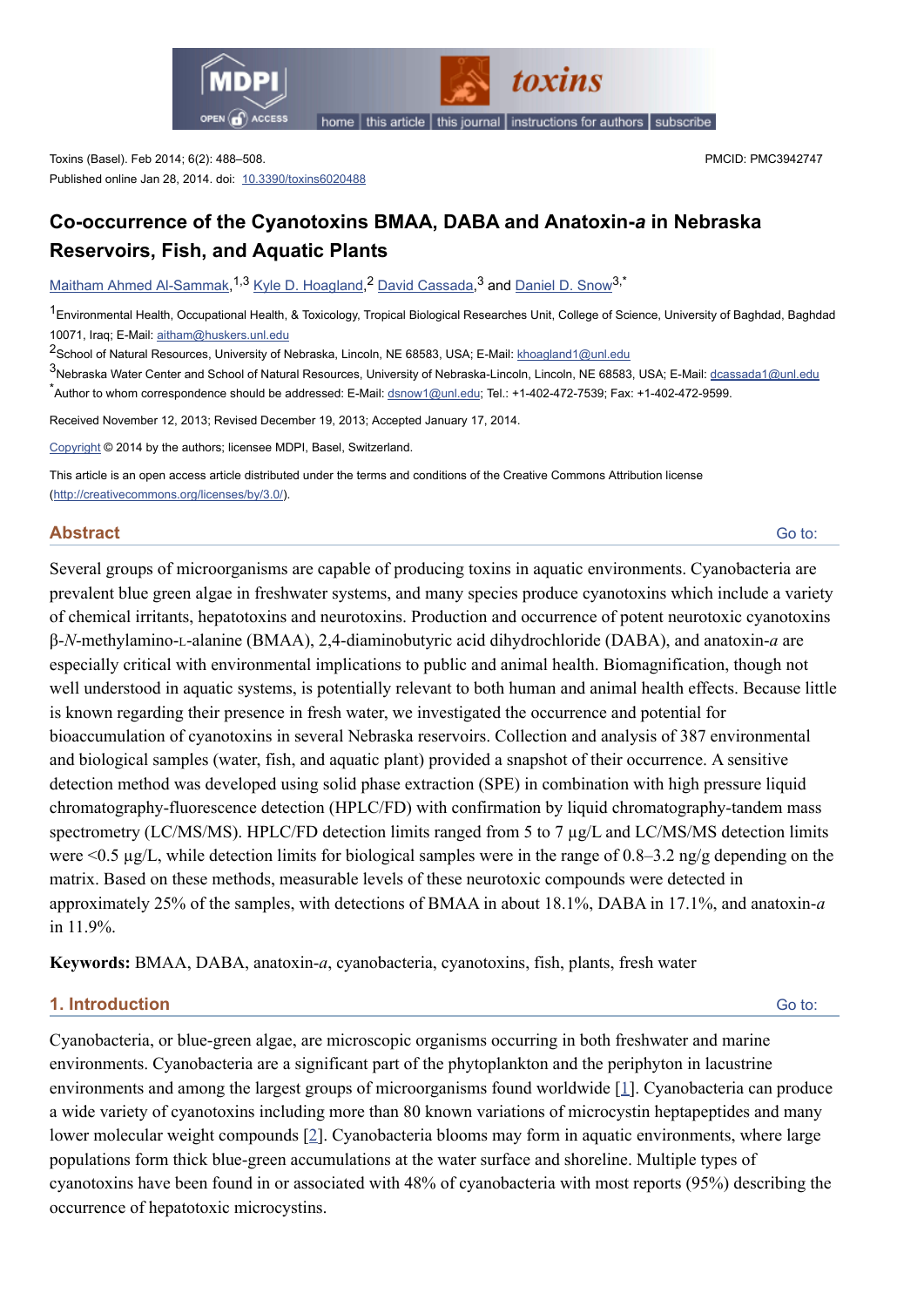Toxins (Basel). Feb 2014; 6(2): 488–508.
Published online Jan 28, 2014. doi: 10.3390/toxins6020488

PMCID: PMC3942747

# Co-occurrence of the Cyanotoxins BMAA, DABA and Anatoxin-*a* in Nebraska Reservoirs, Fish, and Aquatic Plants

Maitham Ahmed Al-Sammak,[1,3] Kyle D. Hoagland,[2] David Cassada,[3] and Daniel D. Snow[3,*]

[1]Environmental Health, Occupational Health, & Toxicology, Tropical Biological Researches Unit, College of Science, University of Baghdad, Baghdad 10071, Iraq; E-Mail: aitham@huskers.unl.edu

[2]School of Natural Resources, University of Nebraska, Lincoln, NE 68583, USA; E-Mail: khoagland1@unl.edu

[3]Nebraska Water Center and School of Natural Resources, University of Nebraska-Lincoln, Lincoln, NE 68583, USA; E-Mail: dcassada1@unl.edu

[*]Author to whom correspondence should be addressed: E-Mail: dsnow1@unl.edu; Tel.: +1-402-472-7539; Fax: +1-402-472-9599.

Received November 12, 2013; Revised December 19, 2013; Accepted January 17, 2014.

Copyright © 2014 by the authors; licensee MDPI, Basel, Switzerland.

This article is an open access article distributed under the terms and conditions of the Creative Commons Attribution license (http://creativecommons.org/licenses/by/3.0/).

## Abstract

Several groups of microorganisms are capable of producing toxins in aquatic environments. Cyanobacteria are prevalent blue green algae in freshwater systems, and many species produce cyanotoxins which include a variety of chemical irritants, hepatotoxins and neurotoxins. Production and occurrence of potent neurotoxic cyanotoxins β-*N*-methylamino-L-alanine (BMAA), 2,4-diaminobutyric acid dihydrochloride (DABA), and anatoxin-*a* are especially critical with environmental implications to public and animal health. Biomagnification, though not well understood in aquatic systems, is potentially relevant to both human and animal health effects. Because little is known regarding their presence in fresh water, we investigated the occurrence and potential for bioaccumulation of cyanotoxins in several Nebraska reservoirs. Collection and analysis of 387 environmental and biological samples (water, fish, and aquatic plant) provided a snapshot of their occurrence. A sensitive detection method was developed using solid phase extraction (SPE) in combination with high pressure liquid chromatography-fluorescence detection (HPLC/FD) with confirmation by liquid chromatography-tandem mass spectrometry (LC/MS/MS). HPLC/FD detection limits ranged from 5 to 7 μg/L and LC/MS/MS detection limits were <0.5 μg/L, while detection limits for biological samples were in the range of 0.8–3.2 ng/g depending on the matrix. Based on these methods, measurable levels of these neurotoxic compounds were detected in approximately 25% of the samples, with detections of BMAA in about 18.1%, DABA in 17.1%, and anatoxin-*a* in 11.9%.

**Keywords:** BMAA, DABA, anatoxin-*a*, cyanobacteria, cyanotoxins, fish, plants, fresh water

## 1. Introduction

Cyanobacteria, or blue-green algae, are microscopic organisms occurring in both freshwater and marine environments. Cyanobacteria are a significant part of the phytoplankton and the periphyton in lacustrine environments and among the largest groups of microorganisms found worldwide [1]. Cyanobacteria can produce a wide variety of cyanotoxins including more than 80 known variations of microcystin heptapeptides and many lower molecular weight compounds [2]. Cyanobacteria blooms may form in aquatic environments, where large populations form thick blue-green accumulations at the water surface and shoreline. Multiple types of cyanotoxins have been found in or associated with 48% of cyanobacteria with most reports (95%) describing the occurrence of hepatotoxic microcystins.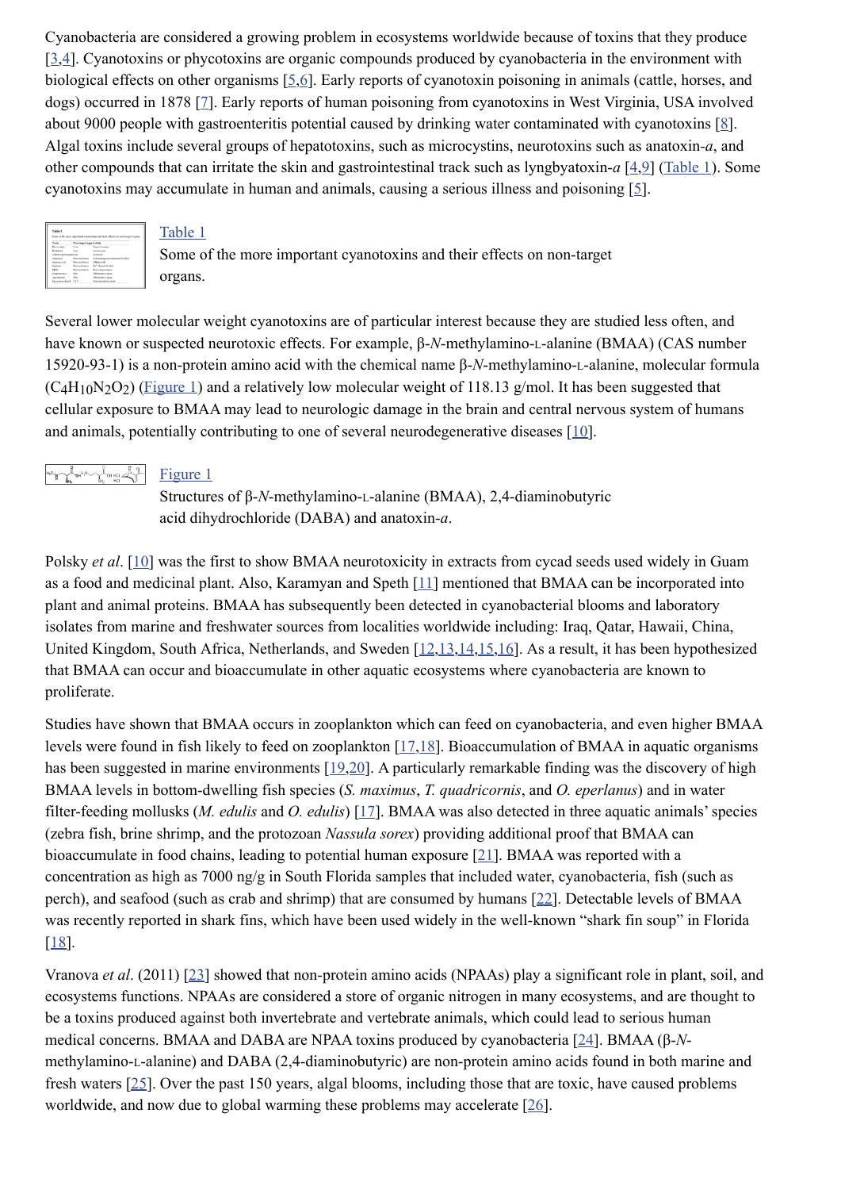Cyanobacteria are considered a growing problem in ecosystems worldwide because of toxins that they produce [3,4]. Cyanotoxins or phycotoxins are organic compounds produced by cyanobacteria in the environment with biological effects on other organisms [5,6]. Early reports of cyanotoxin poisoning in animals (cattle, horses, and dogs) occurred in 1878 [7]. Early reports of human poisoning from cyanotoxins in West Virginia, USA involved about 9000 people with gastroenteritis potential caused by drinking water contaminated with cyanotoxins [8]. Algal toxins include several groups of hepatotoxins, such as microcystins, neurotoxins such as anatoxin-*a*, and other compounds that can irritate the skin and gastrointestinal track such as lyngbyatoxin-*a* [4,9] (Table 1). Some cyanotoxins may accumulate in human and animals, causing a serious illness and poisoning [5].

Table 1

Some of the more important cyanotoxins and their effects on non-target organs.

Several lower molecular weight cyanotoxins are of particular interest because they are studied less often, and have known or suspected neurotoxic effects. For example, β-*N*-methylamino-L-alanine (BMAA) (CAS number 15920-93-1) is a non-protein amino acid with the chemical name β-*N*-methylamino-L-alanine, molecular formula ($C_4H_{10}N_2O_2$) (Figure 1) and a relatively low molecular weight of 118.13 g/mol. It has been suggested that cellular exposure to BMAA may lead to neurologic damage in the brain and central nervous system of humans and animals, potentially contributing to one of several neurodegenerative diseases [10].

Figure 1

Structures of β-*N*-methylamino-L-alanine (BMAA), 2,4-diaminobutyric acid dihydrochloride (DABA) and anatoxin-*a*.

Polsky *et al*. [10] was the first to show BMAA neurotoxicity in extracts from cycad seeds used widely in Guam as a food and medicinal plant. Also, Karamyan and Speth [11] mentioned that BMAA can be incorporated into plant and animal proteins. BMAA has subsequently been detected in cyanobacterial blooms and laboratory isolates from marine and freshwater sources from localities worldwide including: Iraq, Qatar, Hawaii, China, United Kingdom, South Africa, Netherlands, and Sweden [12,13,14,15,16]. As a result, it has been hypothesized that BMAA can occur and bioaccumulate in other aquatic ecosystems where cyanobacteria are known to proliferate.

Studies have shown that BMAA occurs in zooplankton which can feed on cyanobacteria, and even higher BMAA levels were found in fish likely to feed on zooplankton [17,18]. Bioaccumulation of BMAA in aquatic organisms has been suggested in marine environments [19,20]. A particularly remarkable finding was the discovery of high BMAA levels in bottom-dwelling fish species (*S. maximus*, *T. quadricornis*, and *O. eperlanus*) and in water filter-feeding mollusks (*M. edulis* and *O. edulis*) [17]. BMAA was also detected in three aquatic animals' species (zebra fish, brine shrimp, and the protozoan *Nassula sorex*) providing additional proof that BMAA can bioaccumulate in food chains, leading to potential human exposure [21]. BMAA was reported with a concentration as high as 7000 ng/g in South Florida samples that included water, cyanobacteria, fish (such as perch), and seafood (such as crab and shrimp) that are consumed by humans [22]. Detectable levels of BMAA was recently reported in shark fins, which have been used widely in the well-known "shark fin soup" in Florida [18].

Vranova *et al*. (2011) [23] showed that non-protein amino acids (NPAAs) play a significant role in plant, soil, and ecosystems functions. NPAAs are considered a store of organic nitrogen in many ecosystems, and are thought to be a toxins produced against both invertebrate and vertebrate animals, which could lead to serious human medical concerns. BMAA and DABA are NPAA toxins produced by cyanobacteria [24]. BMAA (β-*N*-methylamino-L-alanine) and DABA (2,4-diaminobutyric) are non-protein amino acids found in both marine and fresh waters [25]. Over the past 150 years, algal blooms, including those that are toxic, have caused problems worldwide, and now due to global warming these problems may accelerate [26].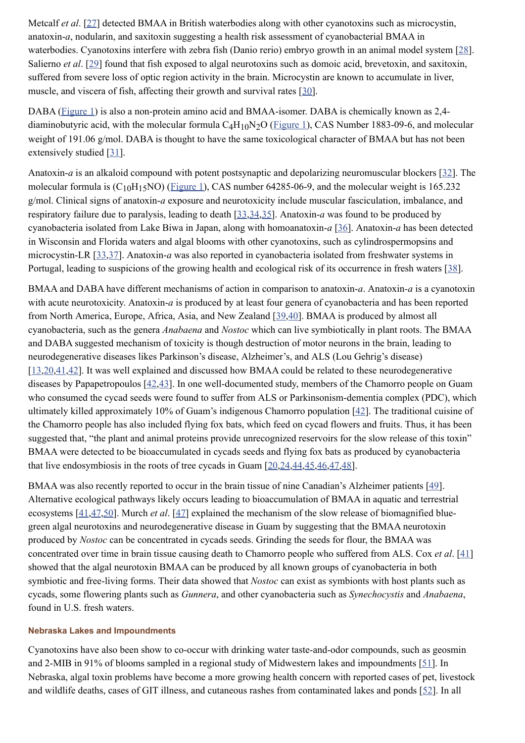Metcalf *et al*. [27] detected BMAA in British waterbodies along with other cyanotoxins such as microcystin, anatoxin-*a*, nodularin, and saxitoxin suggesting a health risk assessment of cyanobacterial BMAA in waterbodies. Cyanotoxins interfere with zebra fish (Danio rerio) embryo growth in an animal model system [28]. Salierno *et al*. [29] found that fish exposed to algal neurotoxins such as domoic acid, brevetoxin, and saxitoxin, suffered from severe loss of optic region activity in the brain. Microcystin are known to accumulate in liver, muscle, and viscera of fish, affecting their growth and survival rates [30].

DABA (Figure 1) is also a non-protein amino acid and BMAA-isomer. DABA is chemically known as 2,4-diaminobutyric acid, with the molecular formula $C_4H_{10}N_2O$ (Figure 1), CAS Number 1883-09-6, and molecular weight of 191.06 g/mol. DABA is thought to have the same toxicological character of BMAA but has not been extensively studied [31].

Anatoxin-*a* is an alkaloid compound with potent postsynaptic and depolarizing neuromuscular blockers [32]. The molecular formula is ($C_{10}H_{15}NO$) (Figure 1), CAS number 64285-06-9, and the molecular weight is 165.232 g/mol. Clinical signs of anatoxin-*a* exposure and neurotoxicity include muscular fasciculation, imbalance, and respiratory failure due to paralysis, leading to death [33,34,35]. Anatoxin-*a* was found to be produced by cyanobacteria isolated from Lake Biwa in Japan, along with homoanatoxin-*a* [36]. Anatoxin-*a* has been detected in Wisconsin and Florida waters and algal blooms with other cyanotoxins, such as cylindrospermopsins and microcystin-LR [33,37]. Anatoxin-*a* was also reported in cyanobacteria isolated from freshwater systems in Portugal, leading to suspicions of the growing health and ecological risk of its occurrence in fresh waters [38].

BMAA and DABA have different mechanisms of action in comparison to anatoxin-*a*. Anatoxin-*a* is a cyanotoxin with acute neurotoxicity. Anatoxin-*a* is produced by at least four genera of cyanobacteria and has been reported from North America, Europe, Africa, Asia, and New Zealand [39,40]. BMAA is produced by almost all cyanobacteria, such as the genera *Anabaena* and *Nostoc* which can live symbiotically in plant roots. The BMAA and DABA suggested mechanism of toxicity is though destruction of motor neurons in the brain, leading to neurodegenerative diseases likes Parkinson's disease, Alzheimer's, and ALS (Lou Gehrig's disease) [13,20,41,42]. It was well explained and discussed how BMAA could be related to these neurodegenerative diseases by Papapetropoulos [42,43]. In one well-documented study, members of the Chamorro people on Guam who consumed the cycad seeds were found to suffer from ALS or Parkinsonism-dementia complex (PDC), which ultimately killed approximately 10% of Guam's indigenous Chamorro population [42]. The traditional cuisine of the Chamorro people has also included flying fox bats, which feed on cycad flowers and fruits. Thus, it has been suggested that, "the plant and animal proteins provide unrecognized reservoirs for the slow release of this toxin" BMAA were detected to be bioaccumulated in cycads seeds and flying fox bats as produced by cyanobacteria that live endosymbiosis in the roots of tree cycads in Guam [20,24,44,45,46,47,48].

BMAA was also recently reported to occur in the brain tissue of nine Canadian's Alzheimer patients [49]. Alternative ecological pathways likely occurs leading to bioaccumulation of BMAA in aquatic and terrestrial ecosystems [41,47,50]. Murch *et al*. [47] explained the mechanism of the slow release of biomagnified blue-green algal neurotoxins and neurodegenerative disease in Guam by suggesting that the BMAA neurotoxin produced by *Nostoc* can be concentrated in cycads seeds. Grinding the seeds for flour, the BMAA was concentrated over time in brain tissue causing death to Chamorro people who suffered from ALS. Cox *et al*. [41] showed that the algal neurotoxin BMAA can be produced by all known groups of cyanobacteria in both symbiotic and free-living forms. Their data showed that *Nostoc* can exist as symbionts with host plants such as cycads, some flowering plants such as *Gunnera*, and other cyanobacteria such as *Synechocystis* and *Anabaena*, found in U.S. fresh waters.

#### Nebraska Lakes and Impoundments

Cyanotoxins have also been show to co-occur with drinking water taste-and-odor compounds, such as geosmin and 2-MIB in 91% of blooms sampled in a regional study of Midwestern lakes and impoundments [51]. In Nebraska, algal toxin problems have become a more growing health concern with reported cases of pet, livestock and wildlife deaths, cases of GIT illness, and cutaneous rashes from contaminated lakes and ponds [52]. In all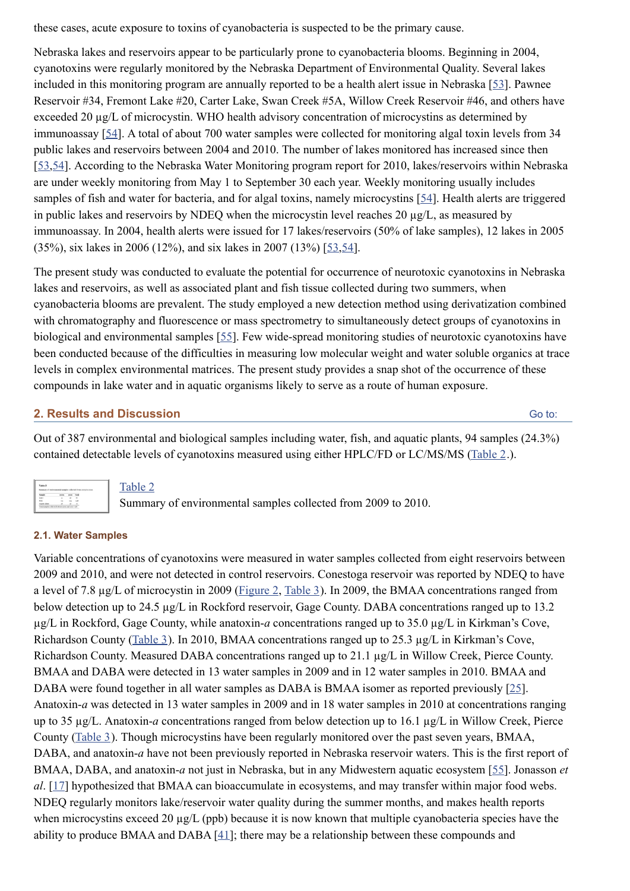these cases, acute exposure to toxins of cyanobacteria is suspected to be the primary cause.

Nebraska lakes and reservoirs appear to be particularly prone to cyanobacteria blooms. Beginning in 2004, cyanotoxins were regularly monitored by the Nebraska Department of Environmental Quality. Several lakes included in this monitoring program are annually reported to be a health alert issue in Nebraska [53]. Pawnee Reservoir #34, Fremont Lake #20, Carter Lake, Swan Creek #5A, Willow Creek Reservoir #46, and others have exceeded 20 µg/L of microcystin. WHO health advisory concentration of microcystins as determined by immunoassay [54]. A total of about 700 water samples were collected for monitoring algal toxin levels from 34 public lakes and reservoirs between 2004 and 2010. The number of lakes monitored has increased since then [53,54]. According to the Nebraska Water Monitoring program report for 2010, lakes/reservoirs within Nebraska are under weekly monitoring from May 1 to September 30 each year. Weekly monitoring usually includes samples of fish and water for bacteria, and for algal toxins, namely microcystins [54]. Health alerts are triggered in public lakes and reservoirs by NDEQ when the microcystin level reaches 20 µg/L, as measured by immunoassay. In 2004, health alerts were issued for 17 lakes/reservoirs (50% of lake samples), 12 lakes in 2005 (35%), six lakes in 2006 (12%), and six lakes in 2007 (13%) [53,54].

The present study was conducted to evaluate the potential for occurrence of neurotoxic cyanotoxins in Nebraska lakes and reservoirs, as well as associated plant and fish tissue collected during two summers, when cyanobacteria blooms are prevalent. The study employed a new detection method using derivatization combined with chromatography and fluorescence or mass spectrometry to simultaneously detect groups of cyanotoxins in biological and environmental samples [55]. Few wide-spread monitoring studies of neurotoxic cyanotoxins have been conducted because of the difficulties in measuring low molecular weight and water soluble organics at trace levels in complex environmental matrices. The present study provides a snap shot of the occurrence of these compounds in lake water and in aquatic organisms likely to serve as a route of human exposure.

## 2. Results and Discussion

Out of 387 environmental and biological samples including water, fish, and aquatic plants, 94 samples (24.3%) contained detectable levels of cyanotoxins measured using either HPLC/FD or LC/MS/MS (Table 2.).

Table 2
Summary of environmental samples collected from 2009 to 2010.

### 2.1. Water Samples

Variable concentrations of cyanotoxins were measured in water samples collected from eight reservoirs between 2009 and 2010, and were not detected in control reservoirs. Conestoga reservoir was reported by NDEQ to have a level of 7.8 µg/L of microcystin in 2009 (Figure 2, Table 3). In 2009, the BMAA concentrations ranged from below detection up to 24.5 µg/L in Rockford reservoir, Gage County. DABA concentrations ranged up to 13.2 µg/L in Rockford, Gage County, while anatoxin-*a* concentrations ranged up to 35.0 µg/L in Kirkman's Cove, Richardson County (Table 3). In 2010, BMAA concentrations ranged up to 25.3 µg/L in Kirkman's Cove, Richardson County. Measured DABA concentrations ranged up to 21.1 µg/L in Willow Creek, Pierce County. BMAA and DABA were detected in 13 water samples in 2009 and in 12 water samples in 2010. BMAA and DABA were found together in all water samples as DABA is BMAA isomer as reported previously [25]. Anatoxin-*a* was detected in 13 water samples in 2009 and in 18 water samples in 2010 at concentrations ranging up to 35 µg/L. Anatoxin-*a* concentrations ranged from below detection up to 16.1 µg/L in Willow Creek, Pierce County (Table 3). Though microcystins have been regularly monitored over the past seven years, BMAA, DABA, and anatoxin-*a* have not been previously reported in Nebraska reservoir waters. This is the first report of BMAA, DABA, and anatoxin-*a* not just in Nebraska, but in any Midwestern aquatic ecosystem [55]. Jonasson *et al*. [17] hypothesized that BMAA can bioaccumulate in ecosystems, and may transfer within major food webs. NDEQ regularly monitors lake/reservoir water quality during the summer months, and makes health reports when microcystins exceed 20 µg/L (ppb) because it is now known that multiple cyanobacteria species have the ability to produce BMAA and DABA [41]; there may be a relationship between these compounds and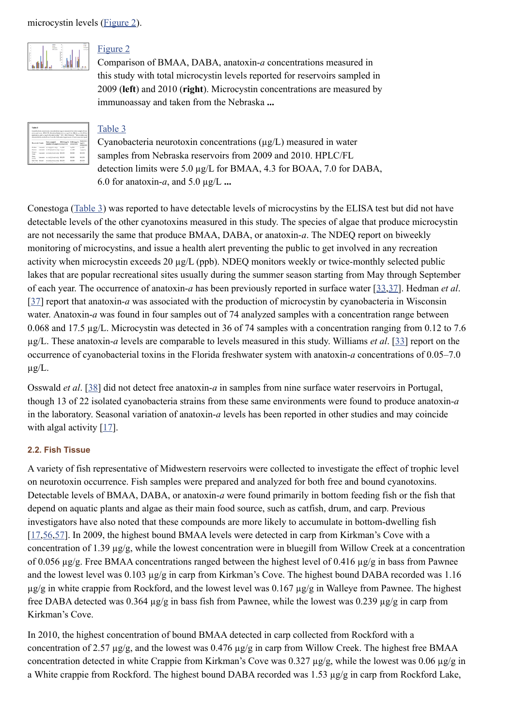microcystin levels (Figure 2).

Figure 2

Comparison of BMAA, DABA, anatoxin-*a* concentrations measured in this study with total microcystin levels reported for reservoirs sampled in 2009 (**left**) and 2010 (**right**). Microcystin concentrations are measured by immunoassay and taken from the Nebraska **...**

Table 3

Cyanobacteria neurotoxin concentrations (μg/L) measured in water samples from Nebraska reservoirs from 2009 and 2010. HPLC/FL detection limits were 5.0 μg/L for BMAA, 4.3 for BOAA, 7.0 for DABA, 6.0 for anatoxin-*a*, and 5.0 μg/L **...**

Conestoga (Table 3) was reported to have detectable levels of microcystins by the ELISA test but did not have detectable levels of the other cyanotoxins measured in this study. The species of algae that produce microcystin are not necessarily the same that produce BMAA, DABA, or anatoxin-*a*. The NDEQ report on biweekly monitoring of microcystins, and issue a health alert preventing the public to get involved in any recreation activity when microcystin exceeds 20 μg/L (ppb). NDEQ monitors weekly or twice-monthly selected public lakes that are popular recreational sites usually during the summer season starting from May through September of each year. The occurrence of anatoxin-*a* has been previously reported in surface water [33,37]. Hedman *et al*. [37] report that anatoxin-*a* was associated with the production of microcystin by cyanobacteria in Wisconsin water. Anatoxin-*a* was found in four samples out of 74 analyzed samples with a concentration range between 0.068 and 17.5 μg/L. Microcystin was detected in 36 of 74 samples with a concentration ranging from 0.12 to 7.6 μg/L. These anatoxin-*a* levels are comparable to levels measured in this study. Williams *et al*. [33] report on the occurrence of cyanobacterial toxins in the Florida freshwater system with anatoxin-*a* concentrations of 0.05–7.0 μg/L.

Osswald *et al*. [38] did not detect free anatoxin-*a* in samples from nine surface water reservoirs in Portugal, though 13 of 22 isolated cyanobacteria strains from these same environments were found to produce anatoxin-*a* in the laboratory. Seasonal variation of anatoxin-*a* levels has been reported in other studies and may coincide with algal activity [17].

### 2.2. Fish Tissue

A variety of fish representative of Midwestern reservoirs were collected to investigate the effect of trophic level on neurotoxin occurrence. Fish samples were prepared and analyzed for both free and bound cyanotoxins. Detectable levels of BMAA, DABA, or anatoxin-*a* were found primarily in bottom feeding fish or the fish that depend on aquatic plants and algae as their main food source, such as catfish, drum, and carp. Previous investigators have also noted that these compounds are more likely to accumulate in bottom-dwelling fish [17,56,57]. In 2009, the highest bound BMAA levels were detected in carp from Kirkman's Cove with a concentration of 1.39 μg/g, while the lowest concentration were in bluegill from Willow Creek at a concentration of 0.056 μg/g. Free BMAA concentrations ranged between the highest level of 0.416 μg/g in bass from Pawnee and the lowest level was 0.103 μg/g in carp from Kirkman's Cove. The highest bound DABA recorded was 1.16 μg/g in white crappie from Rockford, and the lowest level was 0.167 μg/g in Walleye from Pawnee. The highest free DABA detected was 0.364 μg/g in bass fish from Pawnee, while the lowest was 0.239 μg/g in carp from Kirkman's Cove.

In 2010, the highest concentration of bound BMAA detected in carp collected from Rockford with a concentration of 2.57 μg/g, and the lowest was 0.476 μg/g in carp from Willow Creek. The highest free BMAA concentration detected in white Crappie from Kirkman's Cove was 0.327 μg/g, while the lowest was 0.06 μg/g in a White crappie from Rockford. The highest bound DABA recorded was 1.53 μg/g in carp from Rockford Lake,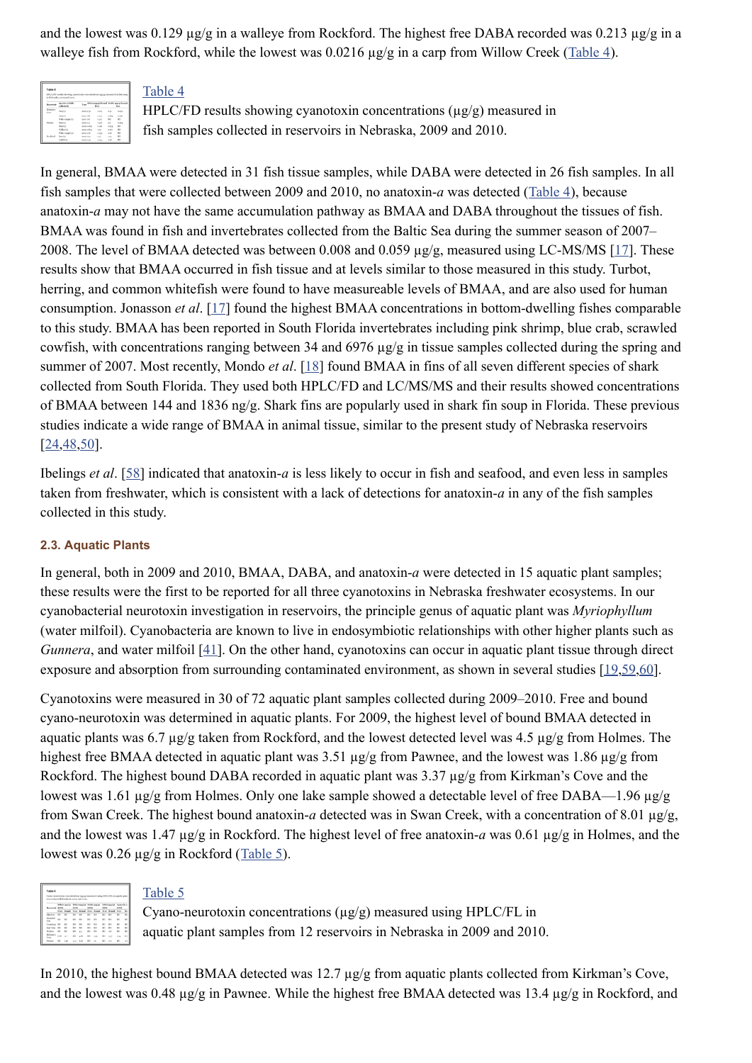and the lowest was 0.129 µg/g in a walleye from Rockford. The highest free DABA recorded was 0.213 µg/g in a walleye fish from Rockford, while the lowest was 0.0216 µg/g in a carp from Willow Creek (Table 4).

Table 4

HPLC/FD results showing cyanotoxin concentrations (µg/g) measured in fish samples collected in reservoirs in Nebraska, 2009 and 2010.

In general, BMAA were detected in 31 fish tissue samples, while DABA were detected in 26 fish samples. In all fish samples that were collected between 2009 and 2010, no anatoxin-*a* was detected (Table 4), because anatoxin-*a* may not have the same accumulation pathway as BMAA and DABA throughout the tissues of fish. BMAA was found in fish and invertebrates collected from the Baltic Sea during the summer season of 2007–2008. The level of BMAA detected was between 0.008 and 0.059 µg/g, measured using LC-MS/MS [17]. These results show that BMAA occurred in fish tissue and at levels similar to those measured in this study. Turbot, herring, and common whitefish were found to have measureable levels of BMAA, and are also used for human consumption. Jonasson *et al*. [17] found the highest BMAA concentrations in bottom-dwelling fishes comparable to this study. BMAA has been reported in South Florida invertebrates including pink shrimp, blue crab, scrawled cowfish, with concentrations ranging between 34 and 6976 µg/g in tissue samples collected during the spring and summer of 2007. Most recently, Mondo *et al*. [18] found BMAA in fins of all seven different species of shark collected from South Florida. They used both HPLC/FD and LC/MS/MS and their results showed concentrations of BMAA between 144 and 1836 ng/g. Shark fins are popularly used in shark fin soup in Florida. These previous studies indicate a wide range of BMAA in animal tissue, similar to the present study of Nebraska reservoirs [24,48,50].

Ibelings *et al*. [58] indicated that anatoxin-*a* is less likely to occur in fish and seafood, and even less in samples taken from freshwater, which is consistent with a lack of detections for anatoxin-*a* in any of the fish samples collected in this study.

### 2.3. Aquatic Plants

In general, both in 2009 and 2010, BMAA, DABA, and anatoxin-*a* were detected in 15 aquatic plant samples; these results were the first to be reported for all three cyanotoxins in Nebraska freshwater ecosystems. In our cyanobacterial neurotoxin investigation in reservoirs, the principle genus of aquatic plant was *Myriophyllum* (water milfoil). Cyanobacteria are known to live in endosymbiotic relationships with other higher plants such as *Gunnera*, and water milfoil [41]. On the other hand, cyanotoxins can occur in aquatic plant tissue through direct exposure and absorption from surrounding contaminated environment, as shown in several studies [19,59,60].

Cyanotoxins were measured in 30 of 72 aquatic plant samples collected during 2009–2010. Free and bound cyano-neurotoxin was determined in aquatic plants. For 2009, the highest level of bound BMAA detected in aquatic plants was 6.7 µg/g taken from Rockford, and the lowest detected level was 4.5 µg/g from Holmes. The highest free BMAA detected in aquatic plant was 3.51 µg/g from Pawnee, and the lowest was 1.86 µg/g from Rockford. The highest bound DABA recorded in aquatic plant was 3.37 µg/g from Kirkman's Cove and the lowest was 1.61 µg/g from Holmes. Only one lake sample showed a detectable level of free DABA—1.96 µg/g from Swan Creek. The highest bound anatoxin-*a* detected was in Swan Creek, with a concentration of 8.01 µg/g, and the lowest was 1.47 µg/g in Rockford. The highest level of free anatoxin-*a* was 0.61 µg/g in Holmes, and the lowest was 0.26 µg/g in Rockford (Table 5).

Table 5

Cyano-neurotoxin concentrations (µg/g) measured using HPLC/FL in aquatic plant samples from 12 reservoirs in Nebraska in 2009 and 2010.

In 2010, the highest bound BMAA detected was 12.7 µg/g from aquatic plants collected from Kirkman's Cove, and the lowest was 0.48 µg/g in Pawnee. While the highest free BMAA detected was 13.4 µg/g in Rockford, and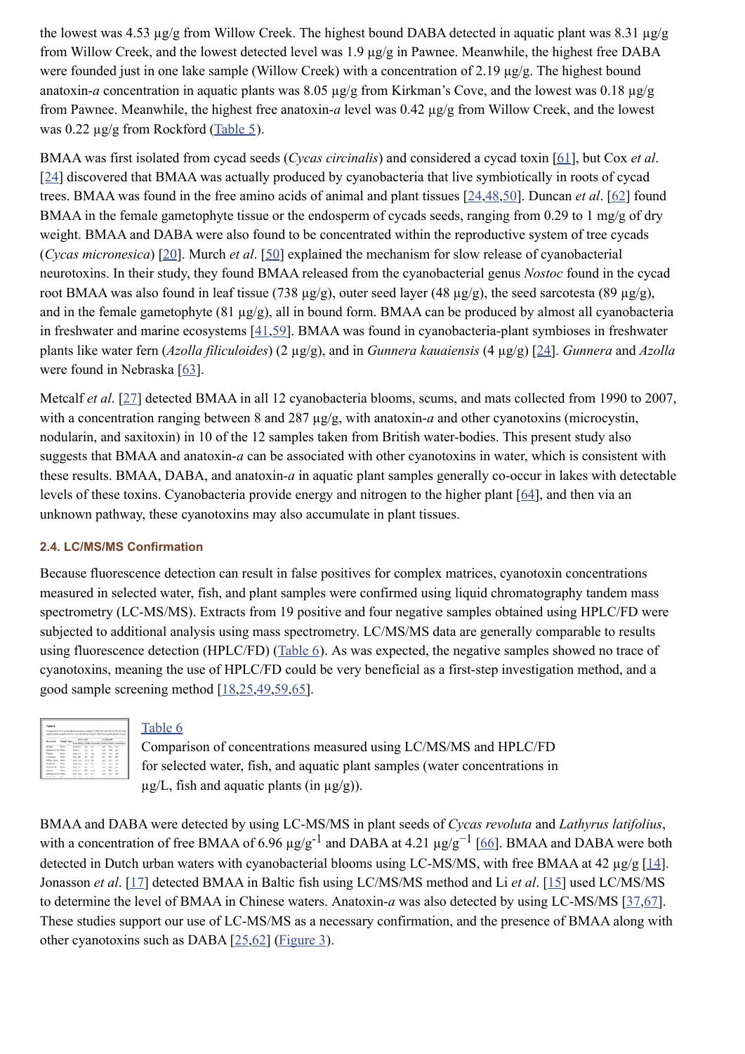the lowest was 4.53 µg/g from Willow Creek. The highest bound DABA detected in aquatic plant was 8.31 µg/g from Willow Creek, and the lowest detected level was 1.9 µg/g in Pawnee. Meanwhile, the highest free DABA were founded just in one lake sample (Willow Creek) with a concentration of 2.19 µg/g. The highest bound anatoxin-*a* concentration in aquatic plants was 8.05 µg/g from Kirkman's Cove, and the lowest was 0.18 µg/g from Pawnee. Meanwhile, the highest free anatoxin-*a* level was 0.42 µg/g from Willow Creek, and the lowest was 0.22 µg/g from Rockford (Table 5).

BMAA was first isolated from cycad seeds (*Cycas circinalis*) and considered a cycad toxin [61], but Cox *et al*. [24] discovered that BMAA was actually produced by cyanobacteria that live symbiotically in roots of cycad trees. BMAA was found in the free amino acids of animal and plant tissues [24,48,50]. Duncan *et al*. [62] found BMAA in the female gametophyte tissue or the endosperm of cycads seeds, ranging from 0.29 to 1 mg/g of dry weight. BMAA and DABA were also found to be concentrated within the reproductive system of tree cycads (*Cycas micronesica*) [20]. Murch *et al*. [50] explained the mechanism for slow release of cyanobacterial neurotoxins. In their study, they found BMAA released from the cyanobacterial genus *Nostoc* found in the cycad root BMAA was also found in leaf tissue (738 µg/g), outer seed layer (48 µg/g), the seed sarcotesta (89 µg/g), and in the female gametophyte (81 µg/g), all in bound form. BMAA can be produced by almost all cyanobacteria in freshwater and marine ecosystems [41,59]. BMAA was found in cyanobacteria-plant symbioses in freshwater plants like water fern (*Azolla filiculoides*) (2 µg/g), and in *Gunnera kauaiensis* (4 µg/g) [24]. *Gunnera* and *Azolla* were found in Nebraska [63].

Metcalf *et al*. [27] detected BMAA in all 12 cyanobacteria blooms, scums, and mats collected from 1990 to 2007, with a concentration ranging between 8 and 287 µg/g, with anatoxin-*a* and other cyanotoxins (microcystin, nodularin, and saxitoxin) in 10 of the 12 samples taken from British water-bodies. This present study also suggests that BMAA and anatoxin-*a* can be associated with other cyanotoxins in water, which is consistent with these results. BMAA, DABA, and anatoxin-*a* in aquatic plant samples generally co-occur in lakes with detectable levels of these toxins. Cyanobacteria provide energy and nitrogen to the higher plant [64], and then via an unknown pathway, these cyanotoxins may also accumulate in plant tissues.

### 2.4. LC/MS/MS Confirmation

Because fluorescence detection can result in false positives for complex matrices, cyanotoxin concentrations measured in selected water, fish, and plant samples were confirmed using liquid chromatography tandem mass spectrometry (LC-MS/MS). Extracts from 19 positive and four negative samples obtained using HPLC/FD were subjected to additional analysis using mass spectrometry. LC/MS/MS data are generally comparable to results using fluorescence detection (HPLC/FD) (Table 6). As was expected, the negative samples showed no trace of cyanotoxins, meaning the use of HPLC/FD could be very beneficial as a first-step investigation method, and a good sample screening method [18,25,49,59,65].

Table 6

Comparison of concentrations measured using LC/MS/MS and HPLC/FD for selected water, fish, and aquatic plant samples (water concentrations in µg/L, fish and aquatic plants (in µg/g)).

BMAA and DABA were detected by using LC-MS/MS in plant seeds of *Cycas revoluta* and *Lathyrus latifolius*, with a concentration of free BMAA of 6.96 $\mu g/g^{-1}$ and DABA at 4.21 $\mu g/g^{-1}$ [66]. BMAA and DABA were both detected in Dutch urban waters with cyanobacterial blooms using LC-MS/MS, with free BMAA at 42 µg/g [14]. Jonasson *et al*. [17] detected BMAA in Baltic fish using LC/MS/MS method and Li *et al*. [15] used LC/MS/MS to determine the level of BMAA in Chinese waters. Anatoxin-*a* was also detected by using LC-MS/MS [37,67]. These studies support our use of LC-MS/MS as a necessary confirmation, and the presence of BMAA along with other cyanotoxins such as DABA [25,62] (Figure 3).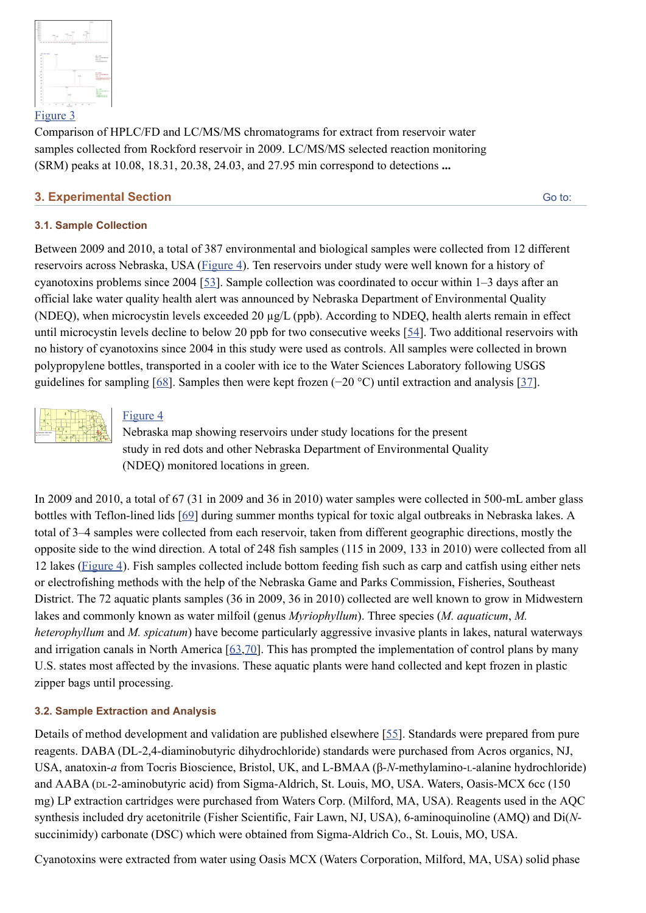Figure 3

Comparison of HPLC/FD and LC/MS/MS chromatograms for extract from reservoir water samples collected from Rockford reservoir in 2009. LC/MS/MS selected reaction monitoring (SRM) peaks at 10.08, 18.31, 20.38, 24.03, and 27.95 min correspond to detections **...**

## 3. Experimental Section

### 3.1. Sample Collection

Between 2009 and 2010, a total of 387 environmental and biological samples were collected from 12 different reservoirs across Nebraska, USA (Figure 4). Ten reservoirs under study were well known for a history of cyanotoxins problems since 2004 [53]. Sample collection was coordinated to occur within 1–3 days after an official lake water quality health alert was announced by Nebraska Department of Environmental Quality (NDEQ), when microcystin levels exceeded 20 µg/L (ppb). According to NDEQ, health alerts remain in effect until microcystin levels decline to below 20 ppb for two consecutive weeks [54]. Two additional reservoirs with no history of cyanotoxins since 2004 in this study were used as controls. All samples were collected in brown polypropylene bottles, transported in a cooler with ice to the Water Sciences Laboratory following USGS guidelines for sampling [68]. Samples then were kept frozen (−20 °C) until extraction and analysis [37].

Figure 4

Nebraska map showing reservoirs under study locations for the present study in red dots and other Nebraska Department of Environmental Quality (NDEQ) monitored locations in green.

In 2009 and 2010, a total of 67 (31 in 2009 and 36 in 2010) water samples were collected in 500-mL amber glass bottles with Teflon-lined lids [69] during summer months typical for toxic algal outbreaks in Nebraska lakes. A total of 3–4 samples were collected from each reservoir, taken from different geographic directions, mostly the opposite side to the wind direction. A total of 248 fish samples (115 in 2009, 133 in 2010) were collected from all 12 lakes (Figure 4). Fish samples collected include bottom feeding fish such as carp and catfish using either nets or electrofishing methods with the help of the Nebraska Game and Parks Commission, Fisheries, Southeast District. The 72 aquatic plants samples (36 in 2009, 36 in 2010) collected are well known to grow in Midwestern lakes and commonly known as water milfoil (genus *Myriophyllum*). Three species (*M. aquaticum*, *M. heterophyllum* and *M. spicatum*) have become particularly aggressive invasive plants in lakes, natural waterways and irrigation canals in North America [63,70]. This has prompted the implementation of control plans by many U.S. states most affected by the invasions. These aquatic plants were hand collected and kept frozen in plastic zipper bags until processing.

### 3.2. Sample Extraction and Analysis

Details of method development and validation are published elsewhere [55]. Standards were prepared from pure reagents. DABA (DL-2,4-diaminobutyric dihydrochloride) standards were purchased from Acros organics, NJ, USA, anatoxin-*a* from Tocris Bioscience, Bristol, UK, and L-BMAA (β-*N*-methylamino-L-alanine hydrochloride) and AABA (DL-2-aminobutyric acid) from Sigma-Aldrich, St. Louis, MO, USA. Waters, Oasis-MCX 6cc (150 mg) LP extraction cartridges were purchased from Waters Corp. (Milford, MA, USA). Reagents used in the AQC synthesis included dry acetonitrile (Fisher Scientific, Fair Lawn, NJ, USA), 6-aminoquinoline (AMQ) and Di(*N*-succinimidy) carbonate (DSC) which were obtained from Sigma-Aldrich Co., St. Louis, MO, USA.

Cyanotoxins were extracted from water using Oasis MCX (Waters Corporation, Milford, MA, USA) solid phase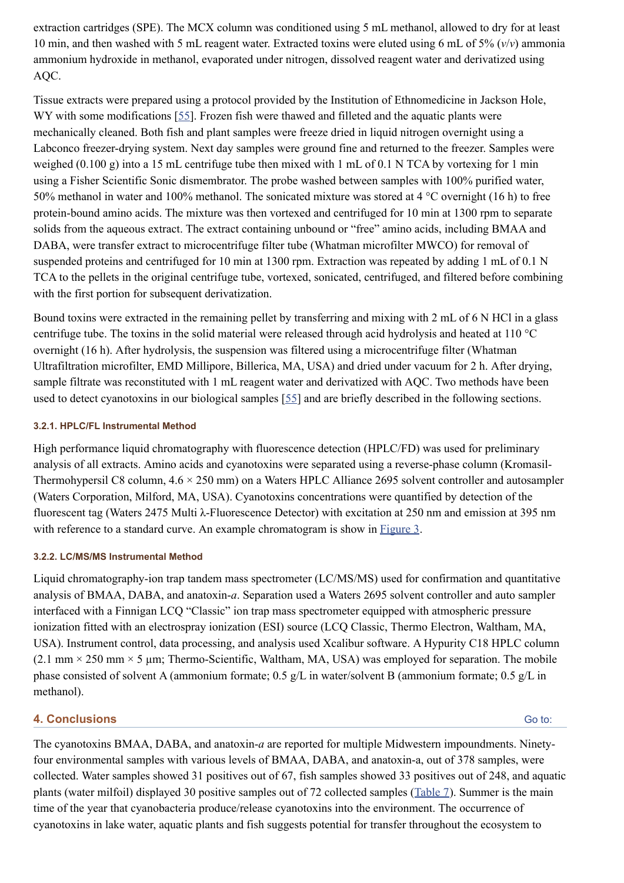extraction cartridges (SPE). The MCX column was conditioned using 5 mL methanol, allowed to dry for at least 10 min, and then washed with 5 mL reagent water. Extracted toxins were eluted using 6 mL of 5% (*v*/*v*) ammonia ammonium hydroxide in methanol, evaporated under nitrogen, dissolved reagent water and derivatized using AQC.

Tissue extracts were prepared using a protocol provided by the Institution of Ethnomedicine in Jackson Hole, WY with some modifications [55]. Frozen fish were thawed and filleted and the aquatic plants were mechanically cleaned. Both fish and plant samples were freeze dried in liquid nitrogen overnight using a Labconco freezer-drying system. Next day samples were ground fine and returned to the freezer. Samples were weighed (0.100 g) into a 15 mL centrifuge tube then mixed with 1 mL of 0.1 N TCA by vortexing for 1 min using a Fisher Scientific Sonic dismembrator. The probe washed between samples with 100% purified water, 50% methanol in water and 100% methanol. The sonicated mixture was stored at 4 °C overnight (16 h) to free protein-bound amino acids. The mixture was then vortexed and centrifuged for 10 min at 1300 rpm to separate solids from the aqueous extract. The extract containing unbound or "free" amino acids, including BMAA and DABA, were transfer extract to microcentrifuge filter tube (Whatman microfilter MWCO) for removal of suspended proteins and centrifuged for 10 min at 1300 rpm. Extraction was repeated by adding 1 mL of 0.1 N TCA to the pellets in the original centrifuge tube, vortexed, sonicated, centrifuged, and filtered before combining with the first portion for subsequent derivatization.

Bound toxins were extracted in the remaining pellet by transferring and mixing with 2 mL of 6 N HCl in a glass centrifuge tube. The toxins in the solid material were released through acid hydrolysis and heated at 110 °C overnight (16 h). After hydrolysis, the suspension was filtered using a microcentrifuge filter (Whatman Ultrafiltration microfilter, EMD Millipore, Billerica, MA, USA) and dried under vacuum for 2 h. After drying, sample filtrate was reconstituted with 1 mL reagent water and derivatized with AQC. Two methods have been used to detect cyanotoxins in our biological samples [55] and are briefly described in the following sections.

#### 3.2.1. HPLC/FL Instrumental Method

High performance liquid chromatography with fluorescence detection (HPLC/FD) was used for preliminary analysis of all extracts. Amino acids and cyanotoxins were separated using a reverse-phase column (Kromasil-Thermohypersil C8 column, 4.6 × 250 mm) on a Waters HPLC Alliance 2695 solvent controller and autosampler (Waters Corporation, Milford, MA, USA). Cyanotoxins concentrations were quantified by detection of the fluorescent tag (Waters 2475 Multi λ-Fluorescence Detector) with excitation at 250 nm and emission at 395 nm with reference to a standard curve. An example chromatogram is show in Figure 3.

#### 3.2.2. LC/MS/MS Instrumental Method

Liquid chromatography-ion trap tandem mass spectrometer (LC/MS/MS) used for confirmation and quantitative analysis of BMAA, DABA, and anatoxin-*a*. Separation used a Waters 2695 solvent controller and auto sampler interfaced with a Finnigan LCQ "Classic" ion trap mass spectrometer equipped with atmospheric pressure ionization fitted with an electrospray ionization (ESI) source (LCQ Classic, Thermo Electron, Waltham, MA, USA). Instrument control, data processing, and analysis used Xcalibur software. A Hypurity C18 HPLC column (2.1 mm × 250 mm × 5 µm; Thermo-Scientific, Waltham, MA, USA) was employed for separation. The mobile phase consisted of solvent A (ammonium formate; 0.5 g/L in water/solvent B (ammonium formate; 0.5 g/L in methanol).

## 4. Conclusions

The cyanotoxins BMAA, DABA, and anatoxin-*a* are reported for multiple Midwestern impoundments. Ninety-four environmental samples with various levels of BMAA, DABA, and anatoxin-a, out of 378 samples, were collected. Water samples showed 31 positives out of 67, fish samples showed 33 positives out of 248, and aquatic plants (water milfoil) displayed 30 positive samples out of 72 collected samples (Table 7). Summer is the main time of the year that cyanobacteria produce/release cyanotoxins into the environment. The occurrence of cyanotoxins in lake water, aquatic plants and fish suggests potential for transfer throughout the ecosystem to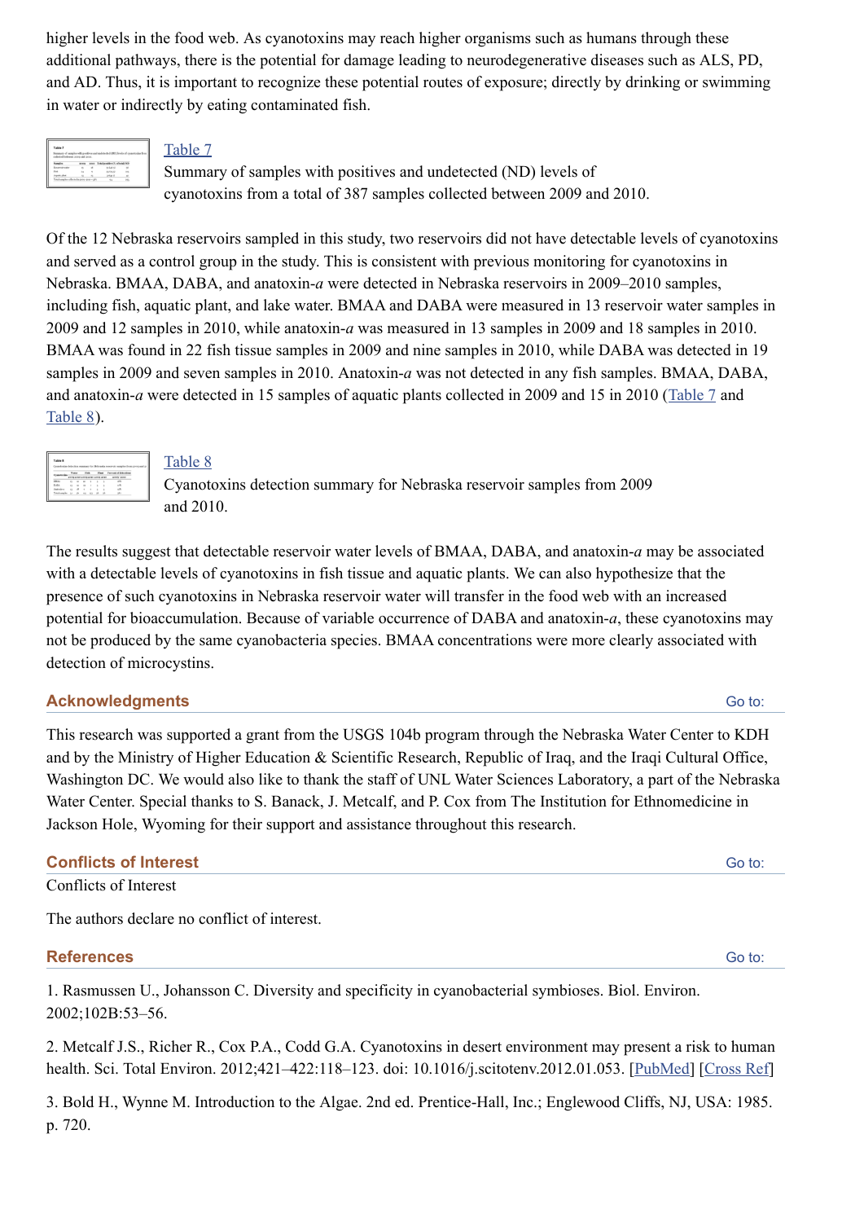higher levels in the food web. As cyanotoxins may reach higher organisms such as humans through these additional pathways, there is the potential for damage leading to neurodegenerative diseases such as ALS, PD, and AD. Thus, it is important to recognize these potential routes of exposure; directly by drinking or swimming in water or indirectly by eating contaminated fish.

Table 7

Summary of samples with positives and undetected (ND) levels of cyanotoxins from a total of 387 samples collected between 2009 and 2010.

Of the 12 Nebraska reservoirs sampled in this study, two reservoirs did not have detectable levels of cyanotoxins and served as a control group in the study. This is consistent with previous monitoring for cyanotoxins in Nebraska. BMAA, DABA, and anatoxin-*a* were detected in Nebraska reservoirs in 2009–2010 samples, including fish, aquatic plant, and lake water. BMAA and DABA were measured in 13 reservoir water samples in 2009 and 12 samples in 2010, while anatoxin-*a* was measured in 13 samples in 2009 and 18 samples in 2010. BMAA was found in 22 fish tissue samples in 2009 and nine samples in 2010, while DABA was detected in 19 samples in 2009 and seven samples in 2010. Anatoxin-*a* was not detected in any fish samples. BMAA, DABA, and anatoxin-*a* were detected in 15 samples of aquatic plants collected in 2009 and 15 in 2010 (Table 7 and Table 8).

Table 8

Cyanotoxins detection summary for Nebraska reservoir samples from 2009 and 2010.

The results suggest that detectable reservoir water levels of BMAA, DABA, and anatoxin-*a* may be associated with a detectable levels of cyanotoxins in fish tissue and aquatic plants. We can also hypothesize that the presence of such cyanotoxins in Nebraska reservoir water will transfer in the food web with an increased potential for bioaccumulation. Because of variable occurrence of DABA and anatoxin-*a*, these cyanotoxins may not be produced by the same cyanobacteria species. BMAA concentrations were more clearly associated with detection of microcystins.

## Acknowledgments

This research was supported a grant from the USGS 104b program through the Nebraska Water Center to KDH and by the Ministry of Higher Education & Scientific Research, Republic of Iraq, and the Iraqi Cultural Office, Washington DC. We would also like to thank the staff of UNL Water Sciences Laboratory, a part of the Nebraska Water Center. Special thanks to S. Banack, J. Metcalf, and P. Cox from The Institution for Ethnomedicine in Jackson Hole, Wyoming for their support and assistance throughout this research.

## Conflicts of Interest

Conflicts of Interest

The authors declare no conflict of interest.

## References

1. Rasmussen U., Johansson C. Diversity and specificity in cyanobacterial symbioses. Biol. Environ. 2002;102B:53–56.

2. Metcalf J.S., Richer R., Cox P.A., Codd G.A. Cyanotoxins in desert environment may present a risk to human health. Sci. Total Environ. 2012;421–422:118–123. doi: 10.1016/j.scitotenv.2012.01.053. [PubMed] [Cross Ref]

3. Bold H., Wynne M. Introduction to the Algae. 2nd ed. Prentice-Hall, Inc.; Englewood Cliffs, NJ, USA: 1985. p. 720.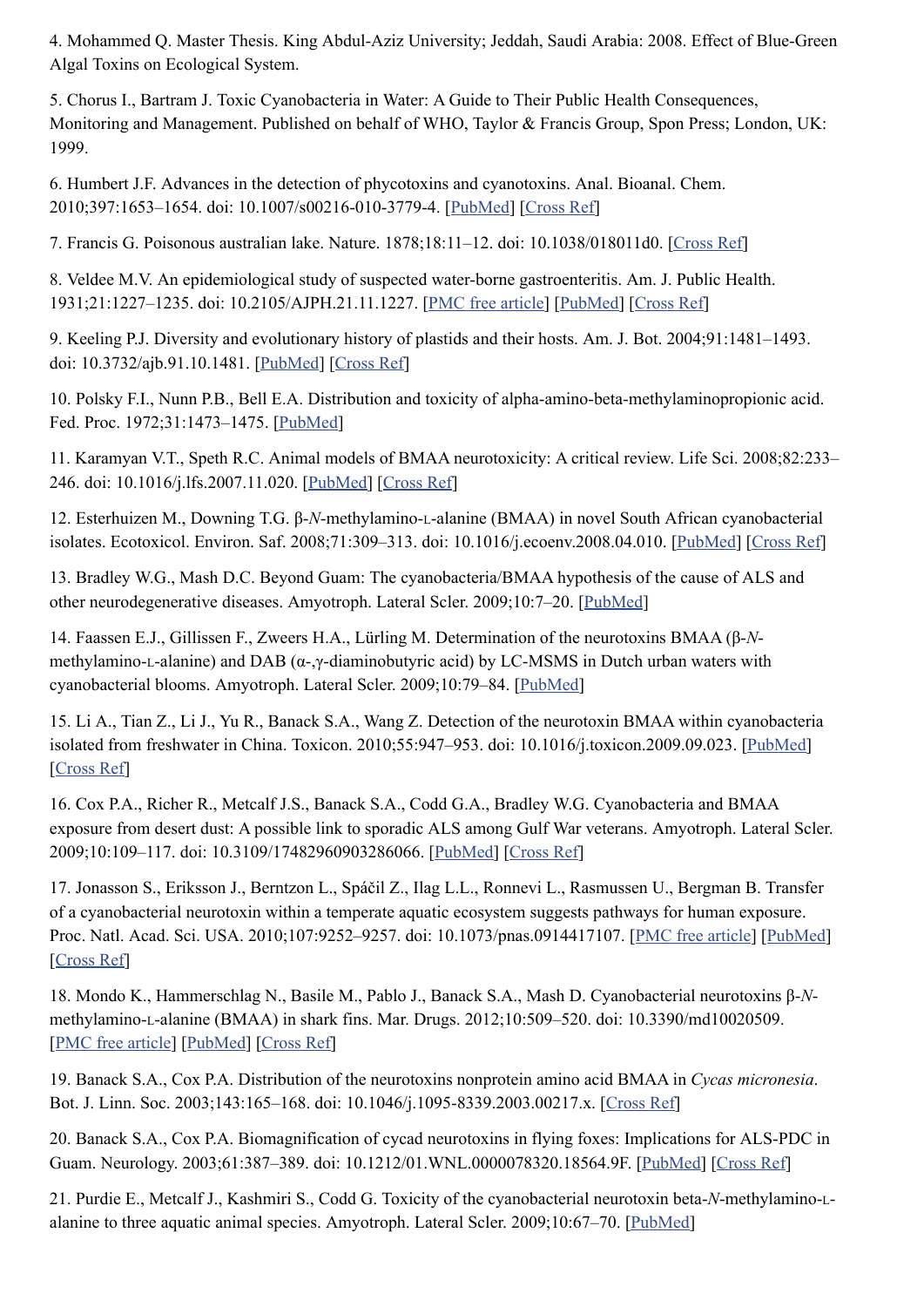4. Mohammed Q. Master Thesis. King Abdul-Aziz University; Jeddah, Saudi Arabia: 2008. Effect of Blue-Green Algal Toxins on Ecological System.

5. Chorus I., Bartram J. Toxic Cyanobacteria in Water: A Guide to Their Public Health Consequences, Monitoring and Management. Published on behalf of WHO, Taylor & Francis Group, Spon Press; London, UK: 1999.

6. Humbert J.F. Advances in the detection of phycotoxins and cyanotoxins. Anal. Bioanal. Chem. 2010;397:1653–1654. doi: 10.1007/s00216-010-3779-4. [PubMed] [Cross Ref]

7. Francis G. Poisonous australian lake. Nature. 1878;18:11–12. doi: 10.1038/018011d0. [Cross Ref]

8. Veldee M.V. An epidemiological study of suspected water-borne gastroenteritis. Am. J. Public Health. 1931;21:1227–1235. doi: 10.2105/AJPH.21.11.1227. [PMC free article] [PubMed] [Cross Ref]

9. Keeling P.J. Diversity and evolutionary history of plastids and their hosts. Am. J. Bot. 2004;91:1481–1493. doi: 10.3732/ajb.91.10.1481. [PubMed] [Cross Ref]

10. Polsky F.I., Nunn P.B., Bell E.A. Distribution and toxicity of alpha-amino-beta-methylaminopropionic acid. Fed. Proc. 1972;31:1473–1475. [PubMed]

11. Karamyan V.T., Speth R.C. Animal models of BMAA neurotoxicity: A critical review. Life Sci. 2008;82:233–246. doi: 10.1016/j.lfs.2007.11.020. [PubMed] [Cross Ref]

12. Esterhuizen M., Downing T.G. β-*N*-methylamino-L-alanine (BMAA) in novel South African cyanobacterial isolates. Ecotoxicol. Environ. Saf. 2008;71:309–313. doi: 10.1016/j.ecoenv.2008.04.010. [PubMed] [Cross Ref]

13. Bradley W.G., Mash D.C. Beyond Guam: The cyanobacteria/BMAA hypothesis of the cause of ALS and other neurodegenerative diseases. Amyotroph. Lateral Scler. 2009;10:7–20. [PubMed]

14. Faassen E.J., Gillissen F., Zweers H.A., Lürling M. Determination of the neurotoxins BMAA (β-*N*-methylamino-L-alanine) and DAB (α-,γ-diaminobutyric acid) by LC-MSMS in Dutch urban waters with cyanobacterial blooms. Amyotroph. Lateral Scler. 2009;10:79–84. [PubMed]

15. Li A., Tian Z., Li J., Yu R., Banack S.A., Wang Z. Detection of the neurotoxin BMAA within cyanobacteria isolated from freshwater in China. Toxicon. 2010;55:947–953. doi: 10.1016/j.toxicon.2009.09.023. [PubMed] [Cross Ref]

16. Cox P.A., Richer R., Metcalf J.S., Banack S.A., Codd G.A., Bradley W.G. Cyanobacteria and BMAA exposure from desert dust: A possible link to sporadic ALS among Gulf War veterans. Amyotroph. Lateral Scler. 2009;10:109–117. doi: 10.3109/17482960903286066. [PubMed] [Cross Ref]

17. Jonasson S., Eriksson J., Berntzon L., Spáčil Z., Ilag L.L., Ronnevi L., Rasmussen U., Bergman B. Transfer of a cyanobacterial neurotoxin within a temperate aquatic ecosystem suggests pathways for human exposure. Proc. Natl. Acad. Sci. USA. 2010;107:9252–9257. doi: 10.1073/pnas.0914417107. [PMC free article] [PubMed] [Cross Ref]

18. Mondo K., Hammerschlag N., Basile M., Pablo J., Banack S.A., Mash D. Cyanobacterial neurotoxins β-*N*-methylamino-L-alanine (BMAA) in shark fins. Mar. Drugs. 2012;10:509–520. doi: 10.3390/md10020509. [PMC free article] [PubMed] [Cross Ref]

19. Banack S.A., Cox P.A. Distribution of the neurotoxins nonprotein amino acid BMAA in *Cycas micronesia*. Bot. J. Linn. Soc. 2003;143:165–168. doi: 10.1046/j.1095-8339.2003.00217.x. [Cross Ref]

20. Banack S.A., Cox P.A. Biomagnification of cycad neurotoxins in flying foxes: Implications for ALS-PDC in Guam. Neurology. 2003;61:387–389. doi: 10.1212/01.WNL.0000078320.18564.9F. [PubMed] [Cross Ref]

21. Purdie E., Metcalf J., Kashmiri S., Codd G. Toxicity of the cyanobacterial neurotoxin beta-*N*-methylamino-L-alanine to three aquatic animal species. Amyotroph. Lateral Scler. 2009;10:67–70. [PubMed]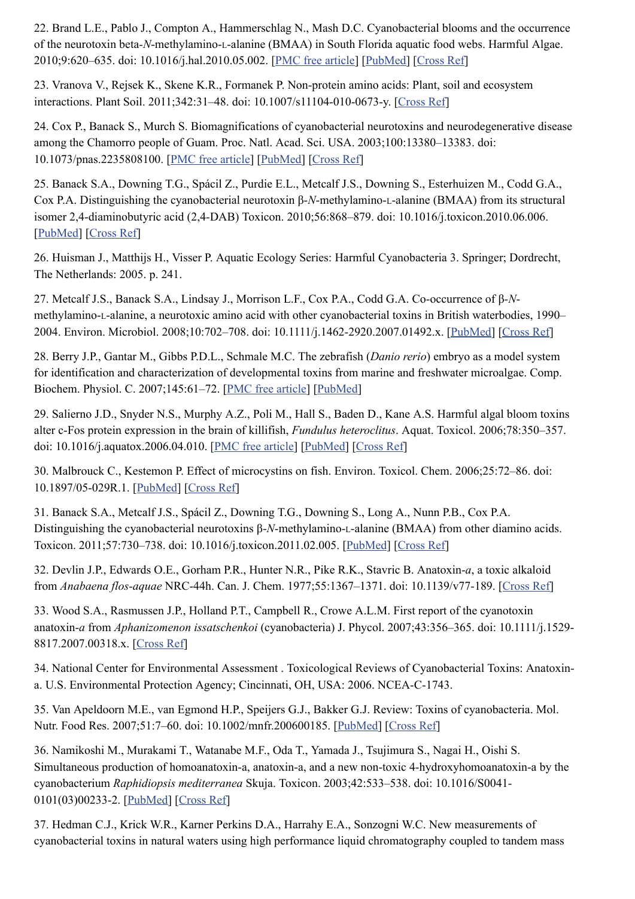22. Brand L.E., Pablo J., Compton A., Hammerschlag N., Mash D.C. Cyanobacterial blooms and the occurrence of the neurotoxin beta-*N*-methylamino-L-alanine (BMAA) in South Florida aquatic food webs. Harmful Algae. 2010;9:620–635. doi: 10.1016/j.hal.2010.05.002. [PMC free article] [PubMed] [Cross Ref]

23. Vranova V., Rejsek K., Skene K.R., Formanek P. Non-protein amino acids: Plant, soil and ecosystem interactions. Plant Soil. 2011;342:31–48. doi: 10.1007/s11104-010-0673-y. [Cross Ref]

24. Cox P., Banack S., Murch S. Biomagnifications of cyanobacterial neurotoxins and neurodegenerative disease among the Chamorro people of Guam. Proc. Natl. Acad. Sci. USA. 2003;100:13380–13383. doi: 10.1073/pnas.2235808100. [PMC free article] [PubMed] [Cross Ref]

25. Banack S.A., Downing T.G., Spácil Z., Purdie E.L., Metcalf J.S., Downing S., Esterhuizen M., Codd G.A., Cox P.A. Distinguishing the cyanobacterial neurotoxin β-*N*-methylamino-L-alanine (BMAA) from its structural isomer 2,4-diaminobutyric acid (2,4-DAB) Toxicon. 2010;56:868–879. doi: 10.1016/j.toxicon.2010.06.006. [PubMed] [Cross Ref]

26. Huisman J., Matthijs H., Visser P. Aquatic Ecology Series: Harmful Cyanobacteria 3. Springer; Dordrecht, The Netherlands: 2005. p. 241.

27. Metcalf J.S., Banack S.A., Lindsay J., Morrison L.F., Cox P.A., Codd G.A. Co-occurrence of β-*N*-methylamino-L-alanine, a neurotoxic amino acid with other cyanobacterial toxins in British waterbodies, 1990–2004. Environ. Microbiol. 2008;10:702–708. doi: 10.1111/j.1462-2920.2007.01492.x. [PubMed] [Cross Ref]

28. Berry J.P., Gantar M., Gibbs P.D.L., Schmale M.C. The zebrafish (*Danio rerio*) embryo as a model system for identification and characterization of developmental toxins from marine and freshwater microalgae. Comp. Biochem. Physiol. C. 2007;145:61–72. [PMC free article] [PubMed]

29. Salierno J.D., Snyder N.S., Murphy A.Z., Poli M., Hall S., Baden D., Kane A.S. Harmful algal bloom toxins alter c-Fos protein expression in the brain of killifish, *Fundulus heteroclitus*. Aquat. Toxicol. 2006;78:350–357. doi: 10.1016/j.aquatox.2006.04.010. [PMC free article] [PubMed] [Cross Ref]

30. Malbrouck C., Kestemon P. Effect of microcystins on fish. Environ. Toxicol. Chem. 2006;25:72–86. doi: 10.1897/05-029R.1. [PubMed] [Cross Ref]

31. Banack S.A., Metcalf J.S., Spácil Z., Downing T.G., Downing S., Long A., Nunn P.B., Cox P.A. Distinguishing the cyanobacterial neurotoxins β-*N*-methylamino-L-alanine (BMAA) from other diamino acids. Toxicon. 2011;57:730–738. doi: 10.1016/j.toxicon.2011.02.005. [PubMed] [Cross Ref]

32. Devlin J.P., Edwards O.E., Gorham P.R., Hunter N.R., Pike R.K., Stavric B. Anatoxin-*a*, a toxic alkaloid from *Anabaena flos-aquae* NRC-44h. Can. J. Chem. 1977;55:1367–1371. doi: 10.1139/v77-189. [Cross Ref]

33. Wood S.A., Rasmussen J.P., Holland P.T., Campbell R., Crowe A.L.M. First report of the cyanotoxin anatoxin-*a* from *Aphanizomenon issatschenkoi* (cyanobacteria) J. Phycol. 2007;43:356–365. doi: 10.1111/j.1529-8817.2007.00318.x. [Cross Ref]

34. National Center for Environmental Assessment . Toxicological Reviews of Cyanobacterial Toxins: Anatoxin-a. U.S. Environmental Protection Agency; Cincinnati, OH, USA: 2006. NCEA-C-1743.

35. Van Apeldoorn M.E., van Egmond H.P., Speijers G.J., Bakker G.J. Review: Toxins of cyanobacteria. Mol. Nutr. Food Res. 2007;51:7–60. doi: 10.1002/mnfr.200600185. [PubMed] [Cross Ref]

36. Namikoshi M., Murakami T., Watanabe M.F., Oda T., Yamada J., Tsujimura S., Nagai H., Oishi S. Simultaneous production of homoanatoxin-a, anatoxin-a, and a new non-toxic 4-hydroxyhomoanatoxin-a by the cyanobacterium *Raphidiopsis mediterranea* Skuja. Toxicon. 2003;42:533–538. doi: 10.1016/S0041-0101(03)00233-2. [PubMed] [Cross Ref]

37. Hedman C.J., Krick W.R., Karner Perkins D.A., Harrahy E.A., Sonzogni W.C. New measurements of cyanobacterial toxins in natural waters using high performance liquid chromatography coupled to tandem mass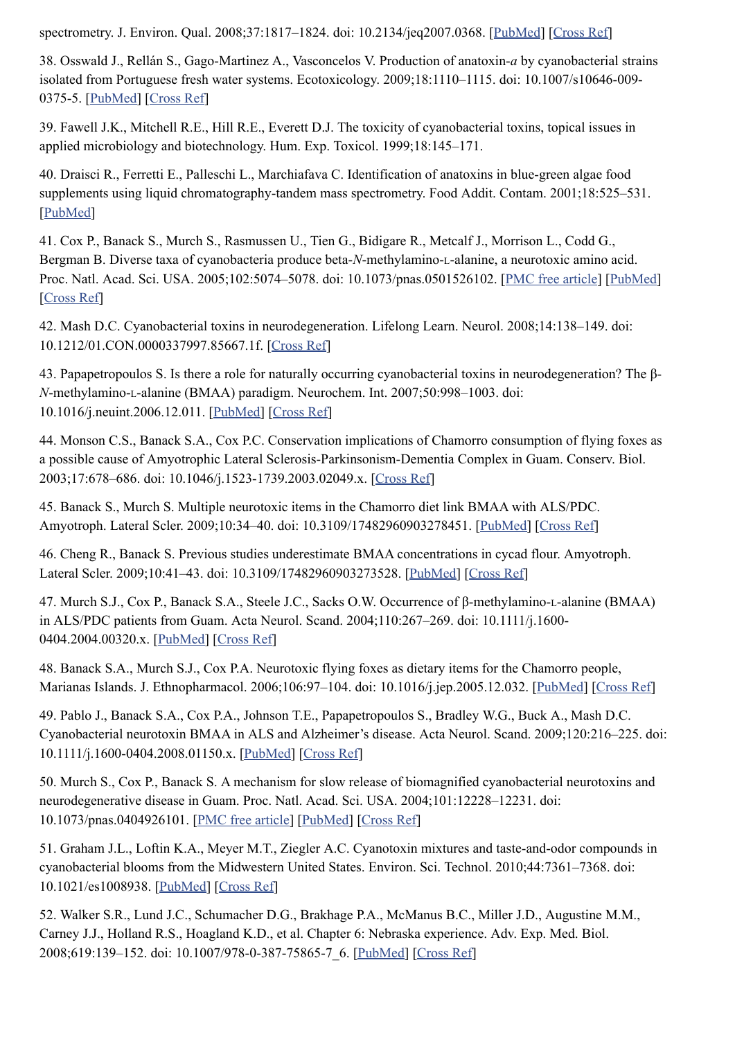spectrometry. J. Environ. Qual. 2008;37:1817–1824. doi: 10.2134/jeq2007.0368. [PubMed] [Cross Ref]

38. Osswald J., Rellán S., Gago-Martinez A., Vasconcelos V. Production of anatoxin-*a* by cyanobacterial strains isolated from Portuguese fresh water systems. Ecotoxicology. 2009;18:1110–1115. doi: 10.1007/s10646-009-0375-5. [PubMed] [Cross Ref]

39. Fawell J.K., Mitchell R.E., Hill R.E., Everett D.J. The toxicity of cyanobacterial toxins, topical issues in applied microbiology and biotechnology. Hum. Exp. Toxicol. 1999;18:145–171.

40. Draisci R., Ferretti E., Palleschi L., Marchiafava C. Identification of anatoxins in blue-green algae food supplements using liquid chromatography-tandem mass spectrometry. Food Addit. Contam. 2001;18:525–531. [PubMed]

41. Cox P., Banack S., Murch S., Rasmussen U., Tien G., Bidigare R., Metcalf J., Morrison L., Codd G., Bergman B. Diverse taxa of cyanobacteria produce beta-*N*-methylamino-L-alanine, a neurotoxic amino acid. Proc. Natl. Acad. Sci. USA. 2005;102:5074–5078. doi: 10.1073/pnas.0501526102. [PMC free article] [PubMed] [Cross Ref]

42. Mash D.C. Cyanobacterial toxins in neurodegeneration. Lifelong Learn. Neurol. 2008;14:138–149. doi: 10.1212/01.CON.0000337997.85667.1f. [Cross Ref]

43. Papapetropoulos S. Is there a role for naturally occurring cyanobacterial toxins in neurodegeneration? The β-*N*-methylamino-L-alanine (BMAA) paradigm. Neurochem. Int. 2007;50:998–1003. doi: 10.1016/j.neuint.2006.12.011. [PubMed] [Cross Ref]

44. Monson C.S., Banack S.A., Cox P.C. Conservation implications of Chamorro consumption of flying foxes as a possible cause of Amyotrophic Lateral Sclerosis-Parkinsonism-Dementia Complex in Guam. Conserv. Biol. 2003;17:678–686. doi: 10.1046/j.1523-1739.2003.02049.x. [Cross Ref]

45. Banack S., Murch S. Multiple neurotoxic items in the Chamorro diet link BMAA with ALS/PDC. Amyotroph. Lateral Scler. 2009;10:34–40. doi: 10.3109/17482960903278451. [PubMed] [Cross Ref]

46. Cheng R., Banack S. Previous studies underestimate BMAA concentrations in cycad flour. Amyotroph. Lateral Scler. 2009;10:41–43. doi: 10.3109/17482960903273528. [PubMed] [Cross Ref]

47. Murch S.J., Cox P., Banack S.A., Steele J.C., Sacks O.W. Occurrence of β-methylamino-L-alanine (BMAA) in ALS/PDC patients from Guam. Acta Neurol. Scand. 2004;110:267–269. doi: 10.1111/j.1600-0404.2004.00320.x. [PubMed] [Cross Ref]

48. Banack S.A., Murch S.J., Cox P.A. Neurotoxic flying foxes as dietary items for the Chamorro people, Marianas Islands. J. Ethnopharmacol. 2006;106:97–104. doi: 10.1016/j.jep.2005.12.032. [PubMed] [Cross Ref]

49. Pablo J., Banack S.A., Cox P.A., Johnson T.E., Papapetropoulos S., Bradley W.G., Buck A., Mash D.C. Cyanobacterial neurotoxin BMAA in ALS and Alzheimer's disease. Acta Neurol. Scand. 2009;120:216–225. doi: 10.1111/j.1600-0404.2008.01150.x. [PubMed] [Cross Ref]

50. Murch S., Cox P., Banack S. A mechanism for slow release of biomagnified cyanobacterial neurotoxins and neurodegenerative disease in Guam. Proc. Natl. Acad. Sci. USA. 2004;101:12228–12231. doi: 10.1073/pnas.0404926101. [PMC free article] [PubMed] [Cross Ref]

51. Graham J.L., Loftin K.A., Meyer M.T., Ziegler A.C. Cyanotoxin mixtures and taste-and-odor compounds in cyanobacterial blooms from the Midwestern United States. Environ. Sci. Technol. 2010;44:7361–7368. doi: 10.1021/es1008938. [PubMed] [Cross Ref]

52. Walker S.R., Lund J.C., Schumacher D.G., Brakhage P.A., McManus B.C., Miller J.D., Augustine M.M., Carney J.J., Holland R.S., Hoagland K.D., et al. Chapter 6: Nebraska experience. Adv. Exp. Med. Biol. 2008;619:139–152. doi: 10.1007/978-0-387-75865-7_6. [PubMed] [Cross Ref]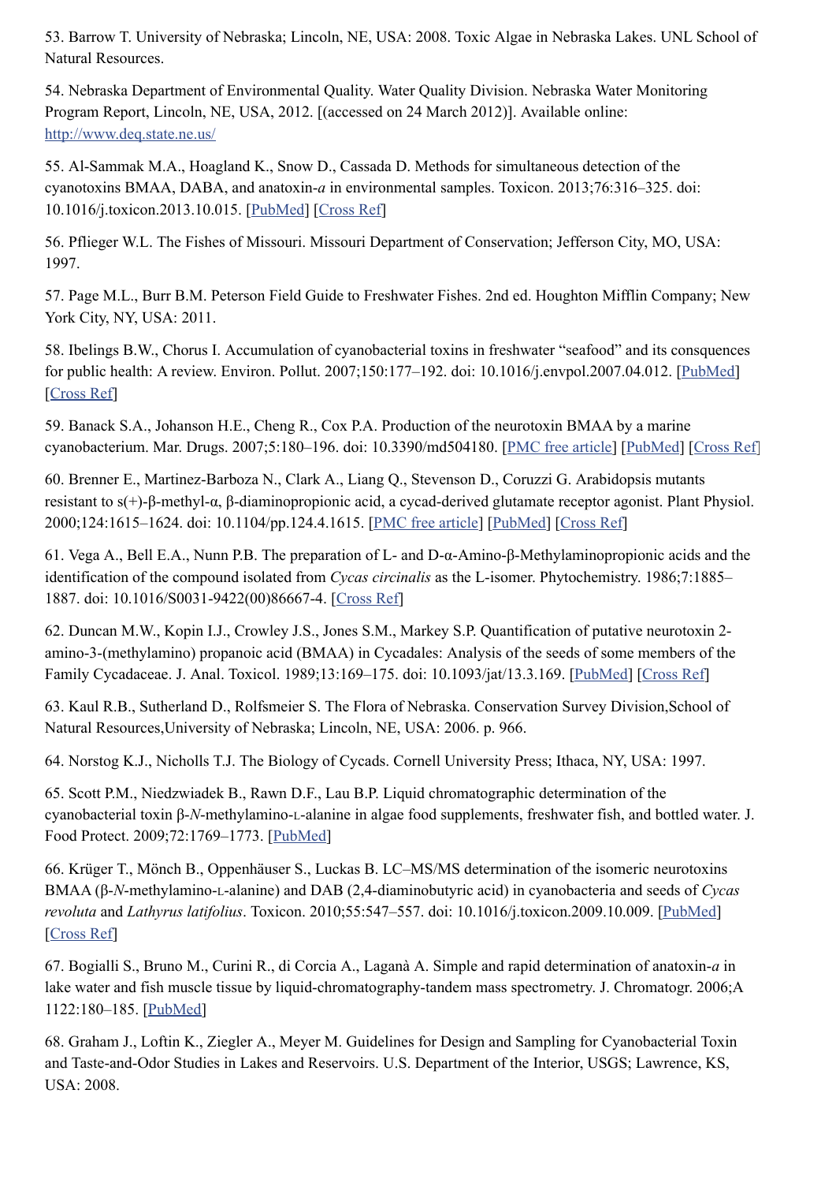53. Barrow T. University of Nebraska; Lincoln, NE, USA: 2008. Toxic Algae in Nebraska Lakes. UNL School of Natural Resources.

54. Nebraska Department of Environmental Quality. Water Quality Division. Nebraska Water Monitoring Program Report, Lincoln, NE, USA, 2012. [(accessed on 24 March 2012)]. Available online: http://www.deq.state.ne.us/

55. Al-Sammak M.A., Hoagland K., Snow D., Cassada D. Methods for simultaneous detection of the cyanotoxins BMAA, DABA, and anatoxin-*a* in environmental samples. Toxicon. 2013;76:316–325. doi: 10.1016/j.toxicon.2013.10.015. [PubMed] [Cross Ref]

56. Pflieger W.L. The Fishes of Missouri. Missouri Department of Conservation; Jefferson City, MO, USA: 1997.

57. Page M.L., Burr B.M. Peterson Field Guide to Freshwater Fishes. 2nd ed. Houghton Mifflin Company; New York City, NY, USA: 2011.

58. Ibelings B.W., Chorus I. Accumulation of cyanobacterial toxins in freshwater "seafood" and its consquences for public health: A review. Environ. Pollut. 2007;150:177–192. doi: 10.1016/j.envpol.2007.04.012. [PubMed] [Cross Ref]

59. Banack S.A., Johanson H.E., Cheng R., Cox P.A. Production of the neurotoxin BMAA by a marine cyanobacterium. Mar. Drugs. 2007;5:180–196. doi: 10.3390/md504180. [PMC free article] [PubMed] [Cross Ref]

60. Brenner E., Martinez-Barboza N., Clark A., Liang Q., Stevenson D., Coruzzi G. Arabidopsis mutants resistant to s(+)-β-methyl-α, β-diaminopropionic acid, a cycad-derived glutamate receptor agonist. Plant Physiol. 2000;124:1615–1624. doi: 10.1104/pp.124.4.1615. [PMC free article] [PubMed] [Cross Ref]

61. Vega A., Bell E.A., Nunn P.B. The preparation of L- and D-α-Amino-β-Methylaminopropionic acids and the identification of the compound isolated from *Cycas circinalis* as the L-isomer. Phytochemistry. 1986;7:1885–1887. doi: 10.1016/S0031-9422(00)86667-4. [Cross Ref]

62. Duncan M.W., Kopin I.J., Crowley J.S., Jones S.M., Markey S.P. Quantification of putative neurotoxin 2-amino-3-(methylamino) propanoic acid (BMAA) in Cycadales: Analysis of the seeds of some members of the Family Cycadaceae. J. Anal. Toxicol. 1989;13:169–175. doi: 10.1093/jat/13.3.169. [PubMed] [Cross Ref]

63. Kaul R.B., Sutherland D., Rolfsmeier S. The Flora of Nebraska. Conservation Survey Division,School of Natural Resources,University of Nebraska; Lincoln, NE, USA: 2006. p. 966.

64. Norstog K.J., Nicholls T.J. The Biology of Cycads. Cornell University Press; Ithaca, NY, USA: 1997.

65. Scott P.M., Niedzwiadek B., Rawn D.F., Lau B.P. Liquid chromatographic determination of the cyanobacterial toxin β-*N*-methylamino-L-alanine in algae food supplements, freshwater fish, and bottled water. J. Food Protect. 2009;72:1769–1773. [PubMed]

66. Krüger T., Mönch B., Oppenhäuser S., Luckas B. LC–MS/MS determination of the isomeric neurotoxins BMAA (β-*N*-methylamino-L-alanine) and DAB (2,4-diaminobutyric acid) in cyanobacteria and seeds of *Cycas revoluta* and *Lathyrus latifolius*. Toxicon. 2010;55:547–557. doi: 10.1016/j.toxicon.2009.10.009. [PubMed] [Cross Ref]

67. Bogialli S., Bruno M., Curini R., di Corcia A., Laganà A. Simple and rapid determination of anatoxin-*a* in lake water and fish muscle tissue by liquid-chromatography-tandem mass spectrometry. J. Chromatogr. 2006;A 1122:180–185. [PubMed]

68. Graham J., Loftin K., Ziegler A., Meyer M. Guidelines for Design and Sampling for Cyanobacterial Toxin and Taste-and-Odor Studies in Lakes and Reservoirs. U.S. Department of the Interior, USGS; Lawrence, KS, USA: 2008.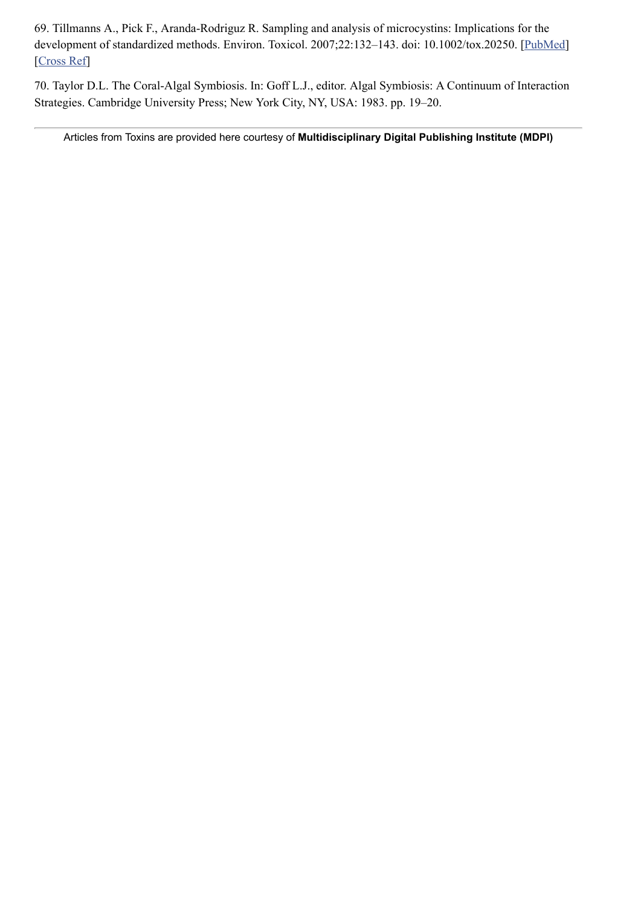69. Tillmanns A., Pick F., Aranda-Rodriguz R. Sampling and analysis of microcystins: Implications for the development of standardized methods. Environ. Toxicol. 2007;22:132–143. doi: 10.1002/tox.20250. [PubMed] [Cross Ref]

70. Taylor D.L. The Coral-Algal Symbiosis. In: Goff L.J., editor. Algal Symbiosis: A Continuum of Interaction Strategies. Cambridge University Press; New York City, NY, USA: 1983. pp. 19–20.

---

Articles from Toxins are provided here courtesy of **Multidisciplinary Digital Publishing Institute (MDPI)**